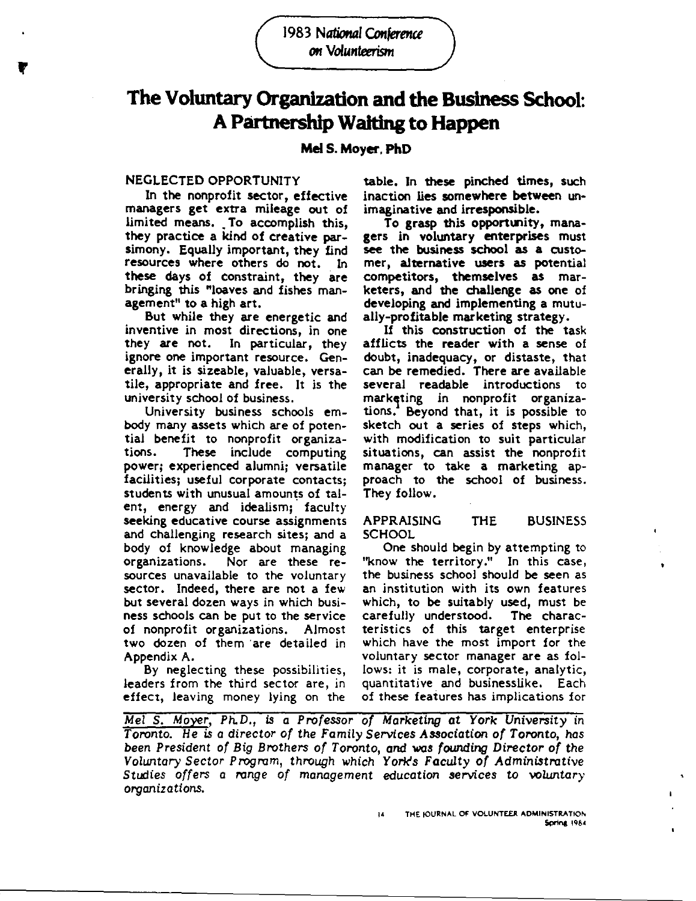1983 National Conference on Volunteerism

# The Voluntary Organization and the Business School: A Partnership Waiting to Happen

**Mel S. Moyer, PhD**

## NEGLECTED OPPORTUNITY

In the nonprofit sector, effective managers get extra mileage out of limited means. To accomplish this, they practice a kind of creative parsimony. Equally important, they find resources where others do not. In these days of constraint, they are bringing this "loaves and fishes management" to a high art.

But while they are energetic and inventive in most directions, in one they are not. In particular, they ignore one important resource. Generally, it is sizeable, valuable, versatile, appropriate and free. It is the university school of business.

University business schools embody many assets which are of potential benefit to nonprofit organizations. These include computing power; experienced alumni; versatile facilities; useful corporate contacts; students with unusual amounts of talent, energy and idealism; faculty seeking educative course assignments and challenging research sites; and a body of knowledge about managing organizations. Nor are these resources unavailable to the voluntary sector. Indeed, there are not a few but several dozen ways in which business schools can be put to the service of nonprofit organizations. Almost two dozen of them are detailed in Appendix A.

By neglecting these possibilities, leaders from the third sector are, in effect, leaving money lying on the table. In these pinched times, such inaction lies somewhere between unimaginative and irresponsible.

To grasp this opportunity, managers in voluntary enterprises must see the business school as a customer, alternative users as potential competitors, themselves as marketers, and the challenge as one of developing and implementing a mutually-profitable marketing strategy.

If this construction of the task afflicts the reader with a sense of doubt, inadequacy, or distaste, that can be remedied. There are available several readable introductions to marketing in nonprofit organizations.[1] Beyond that, it is possible to sketch out a series of steps which, with modification to suit particular situations, can assist the nonprofit manager to take a marketing approach to the school of business. They follow.

## APPRAISING THE BUSINESS SCHOOL

One should begin by attempting to "know the territory." In this case, the business school should be seen as an institution with its own features which, to be suitably used, must be carefully understood. The characteristics of this target enterprise which have the most import for the voluntary sector manager are as follows: it is male, corporate, analytic, quantitative and businesslike. Each of these features has implications for

*Mel S. Moyer, Ph.D., is a Professor of Marketing at York University in Toronto. He is a director of the Family Services Association of Toronto, has been President of Big Brothers of Toronto, and was founding Director of the Voluntary Sector Program, through which York's Faculty of Administrative Studies offers a range of management education services to voluntary organizations.*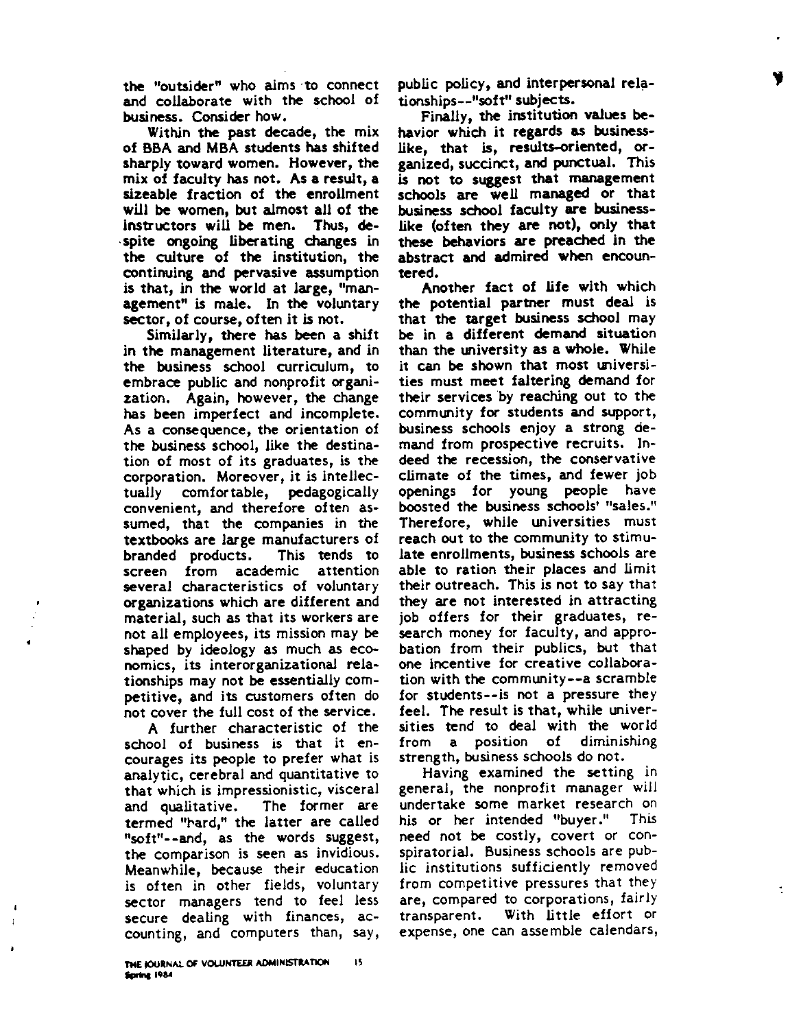the "outsider" who aims to connect and collaborate with the school of business. Consider how.

Within the past decade, the mix of BBA and MBA students has shifted sharply toward women. However, the mix of faculty has not. As a result, a sizeable fraction of the enrollment will be women, but almost all of the instructors will be men. Thus, despite ongoing liberating changes in the culture of the institution, the continuing and pervasive assumption is that, in the world at large, "management" is male. In the voluntary sector, of course, often it is not.

Similarly, there has been a shift in the management literature, and in the business school curriculum, to embrace public and nonprofit organization. Again, however, the change has been imperfect and incomplete. As a consequence, the orientation of the business school, like the destination of most of its graduates, is the corporation. Moreover, it is intellectually comfortable, pedagogically convenient, and therefore often assumed, that the companies in the textbooks are large manufacturers of branded products. This tends to screen from academic attention several characteristics of voluntary organizations which are different and material, such as that its workers are not all employees, its mission may be shaped by ideology as much as economics, its interorganizational relationships may not be essentially competitive, and its customers often do not cover the full cost of the service.

A further characteristic of the school of business is that it encourages its people to prefer what is analytic, cerebral and quantitative to that which is impressionistic, visceral and qualitative. The former are termed "hard," the latter are called "soft"--and, as the words suggest, the comparison is seen as invidious. Meanwhile, because their education is often in other fields, voluntary sector managers tend to feel less secure dealing with finances, accounting, and computers than, say, public policy, and interpersonal relationships--"soft" subjects.

Finally, the institution values behavior which it regards as businesslike, that is, results-oriented, organized, succinct, and punctual. This is not to suggest that management schools are well managed or that business school faculty are businesslike (often they are not), only that these behaviors are preached in the abstract and admired when encountered.

Another fact of life with which the potential partner must deal is that the target business school may be in a different demand situation than the university as a whole. While it can be shown that most universities must meet faltering demand for their services by reaching out to the community for students and support, business schools enjoy a strong demand from prospective recruits. Indeed the recession, the conservative climate of the times, and fewer job openings for young people have boosted the business schools' "sales." Therefore, while universities must reach out to the community to stimulate enrollments, business schools are able to ration their places and limit their outreach. This is not to say that they are not interested in attracting job offers for their graduates, research money for faculty, and approbation from their publics, but that one incentive for creative collaboration with the community--a scramble for students--is not a pressure they feel. The result is that, while universities tend to deal with the world from a position of diminishing strength, business schools do not.

Having examined the setting in general, the nonprofit manager will undertake some market research on his or her intended "buyer." This need not be costly, covert or conspiratorial. Business schools are public institutions sufficiently removed from competitive pressures that they are, compared to corporations, fairly transparent. With little effort or expense, one can assemble calendars,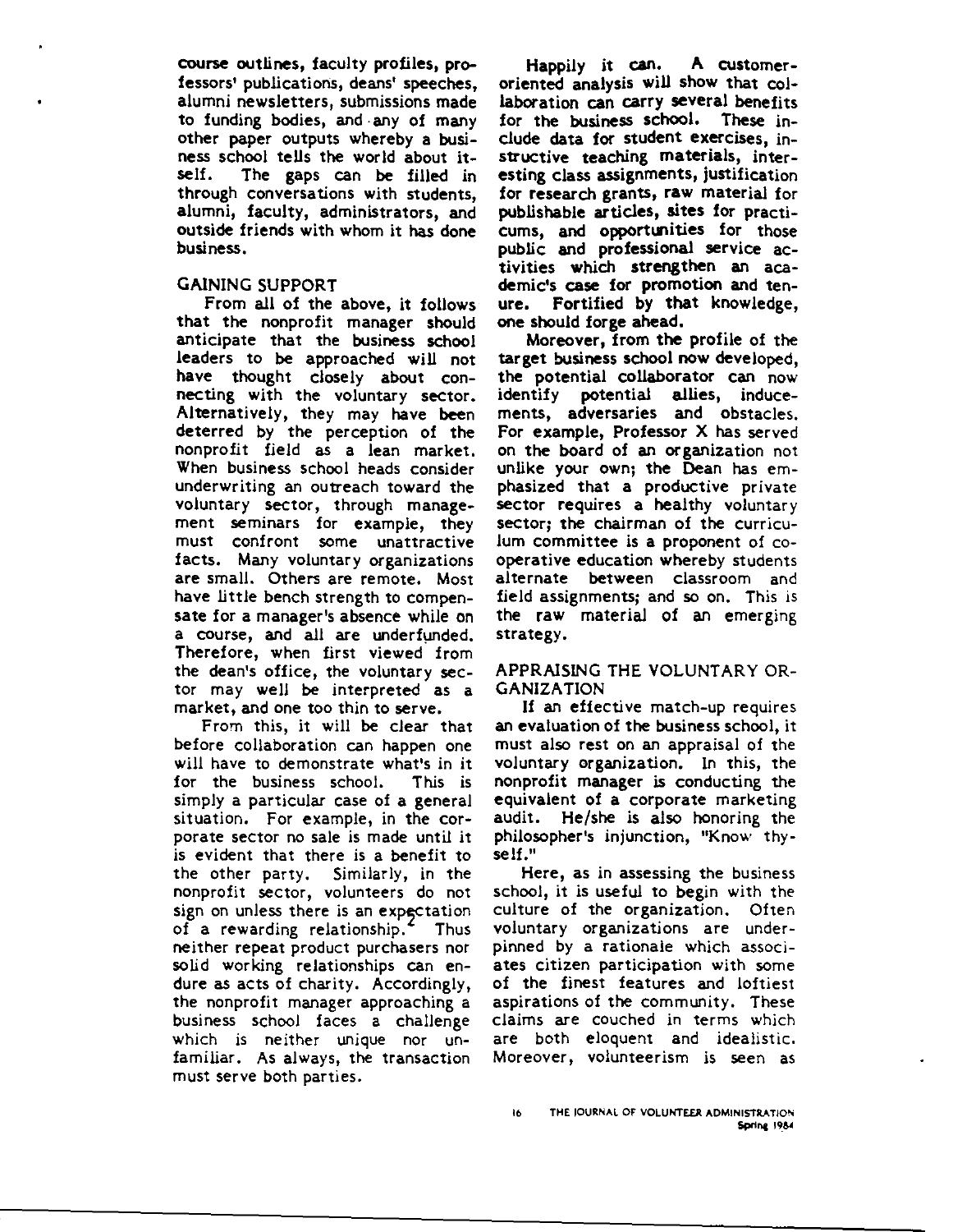course outlines, faculty profiles, professors' publications, deans' speeches, alumni newsletters, submissions made to funding bodies, and any of many other paper outputs whereby a business school tells the world about itself. The gaps can be filled in through conversations with students, alumni, faculty, administrators, and outside friends with whom it has done business.

## GAINING SUPPORT

From all of the above, it follows that the nonprofit manager should anticipate that the business school leaders to be approached will not have thought closely about connecting with the voluntary sector. Alternatively, they may have been deterred by the perception of the nonprofit field as a lean market. When business school heads consider underwriting an outreach toward the voluntary sector, through management seminars for example, they must confront some unattractive facts. Many voluntary organizations are small. Others are remote. Most have little bench strength to compensate for a manager's absence while on a course, and all are underfunded. Therefore, when first viewed from the dean's office, the voluntary sector may well be interpreted as a market, and one too thin to serve.

From this, it will be clear that before collaboration can happen one will have to demonstrate what's in it for the business school. This is simply a particular case of a general situation. For example, in the corporate sector no sale is made until it is evident that there is a benefit to the other party. Similarly, in the nonprofit sector, volunteers do not sign on unless there is an expectation of a rewarding relationship.[2] Thus neither repeat product purchasers nor solid working relationships can endure as acts of charity. Accordingly, the nonprofit manager approaching a business school faces a challenge which is neither unique nor unfamiliar. As always, the transaction must serve both parties.

Happily it can. A customer-oriented analysis will show that collaboration can carry several benefits for the business school. These include data for student exercises, instructive teaching materials, interesting class assignments, justification for research grants, raw material for publishable articles, sites for practicums, and opportunities for those public and professional service activities which strengthen an academic's case for promotion and tenure. Fortified by that knowledge, one should forge ahead.

Moreover, from the profile of the target business school now developed, the potential collaborator can now identify potential allies, inducements, adversaries and obstacles. For example, Professor X has served on the board of an organization not unlike your own; the Dean has emphasized that a productive private sector requires a healthy voluntary sector; the chairman of the curriculum committee is a proponent of co-operative education whereby students alternate between classroom and field assignments; and so on. This is the raw material of an emerging strategy.

## APPRAISING THE VOLUNTARY ORGANIZATION

If an effective match-up requires an evaluation of the business school, it must also rest on an appraisal of the voluntary organization. In this, the nonprofit manager is conducting the equivalent of a corporate marketing audit. He/she is also honoring the philosopher's injunction, "Know thyself."

Here, as in assessing the business school, it is useful to begin with the culture of the organization. Often voluntary organizations are underpinned by a rationale which associates citizen participation with some of the finest features and loftiest aspirations of the community. These claims are couched in terms which are both eloquent and idealistic. Moreover, volunteerism is seen as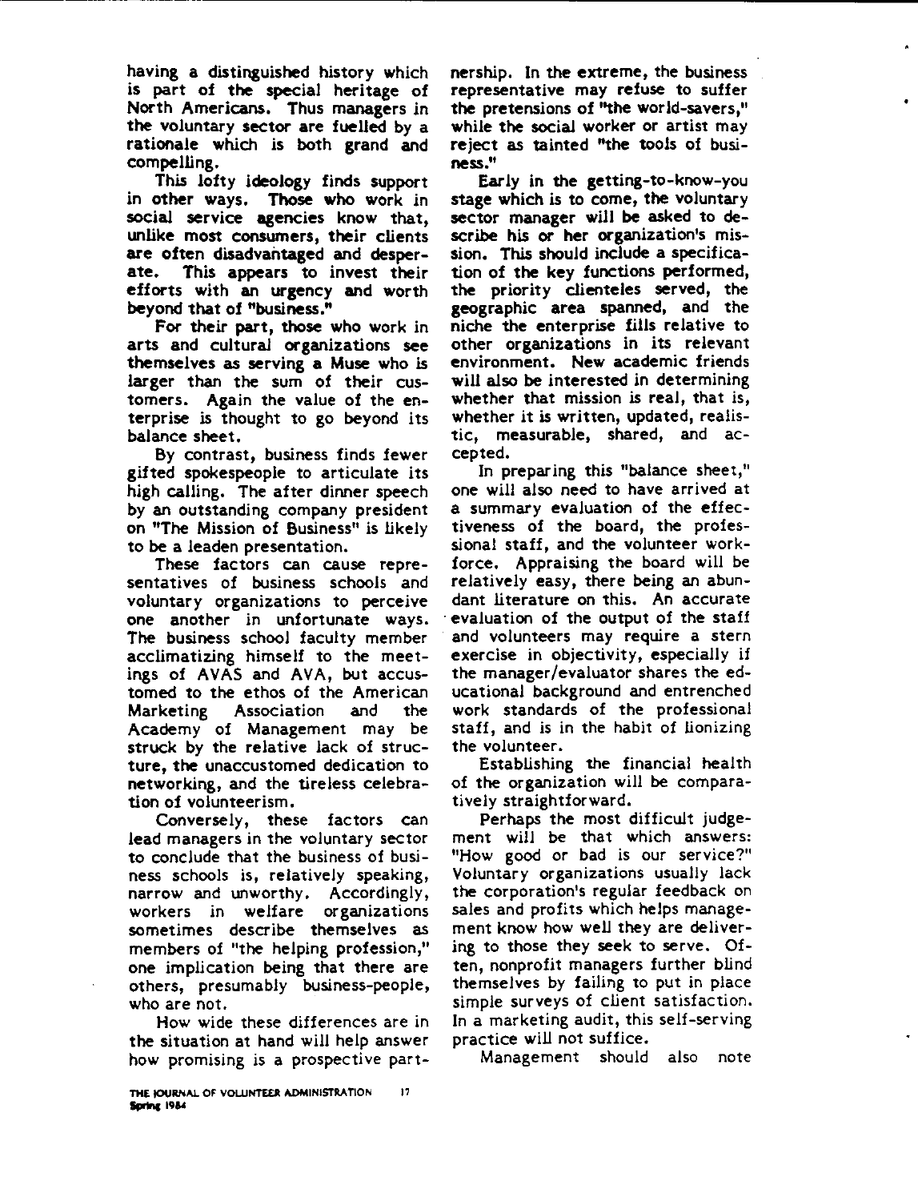having a distinguished history which is part of the special heritage of North Americans. Thus managers in the voluntary sector are fuelled by a rationale which is both grand and compelling.

This lofty ideology finds support in other ways. Those who work in social service agencies know that, unlike most consumers, their clients are often disadvantaged and desperate. This appears to invest their efforts with an urgency and worth beyond that of "business."

For their part, those who work in arts and cultural organizations see themselves as serving a Muse who is larger than the sum of their customers. Again the value of the enterprise is thought to go beyond its balance sheet.

By contrast, business finds fewer gifted spokespeople to articulate its high calling. The after dinner speech by an outstanding company president on "The Mission of Business" is likely to be a leaden presentation.

These factors can cause representatives of business schools and voluntary organizations to perceive one another in unfortunate ways. The business school faculty member acclimatizing himself to the meetings of AVAS and AVA, but accustomed to the ethos of the American Marketing Association and the Academy of Management may be struck by the relative lack of structure, the unaccustomed dedication to networking, and the tireless celebration of volunteerism.

Conversely, these factors can lead managers in the voluntary sector to conclude that the business of business schools is, relatively speaking, narrow and unworthy. Accordingly, workers in welfare organizations sometimes describe themselves as members of "the helping profession," one implication being that there are others, presumably business-people, who are not.

How wide these differences are in the situation at hand will help answer how promising is a prospective partnership. In the extreme, the business representative may refuse to suffer the pretensions of "the world-savers," while the social worker or artist may reject as tainted "the tools of business."

Early in the getting-to-know-you stage which is to come, the voluntary sector manager will be asked to describe his or her organization's mission. This should include a specification of the key functions performed, the priority clienteles served, the geographic area spanned, and the niche the enterprise fills relative to other organizations in its relevant environment. New academic friends will also be interested in determining whether that mission is real, that is, whether it is written, updated, realistic, measurable, shared, and accepted.

In preparing this "balance sheet," one will also need to have arrived at a summary evaluation of the effectiveness of the board, the professional staff, and the volunteer workforce. Appraising the board will be relatively easy, there being an abundant literature on this. An accurate evaluation of the output of the staff and volunteers may require a stern exercise in objectivity, especially if the manager/evaluator shares the educational background and entrenched work standards of the professional staff, and is in the habit of lionizing the volunteer.

Establishing the financial health of the organization will be comparatively straightforward.

Perhaps the most difficult judgement will be that which answers: "How good or bad is our service?" Voluntary organizations usually lack the corporation's regular feedback on sales and profits which helps management know how well they are delivering to those they seek to serve. Often, nonprofit managers further blind themselves by failing to put in place simple surveys of client satisfaction. In a marketing audit, this self-serving practice will not suffice.

Management should also note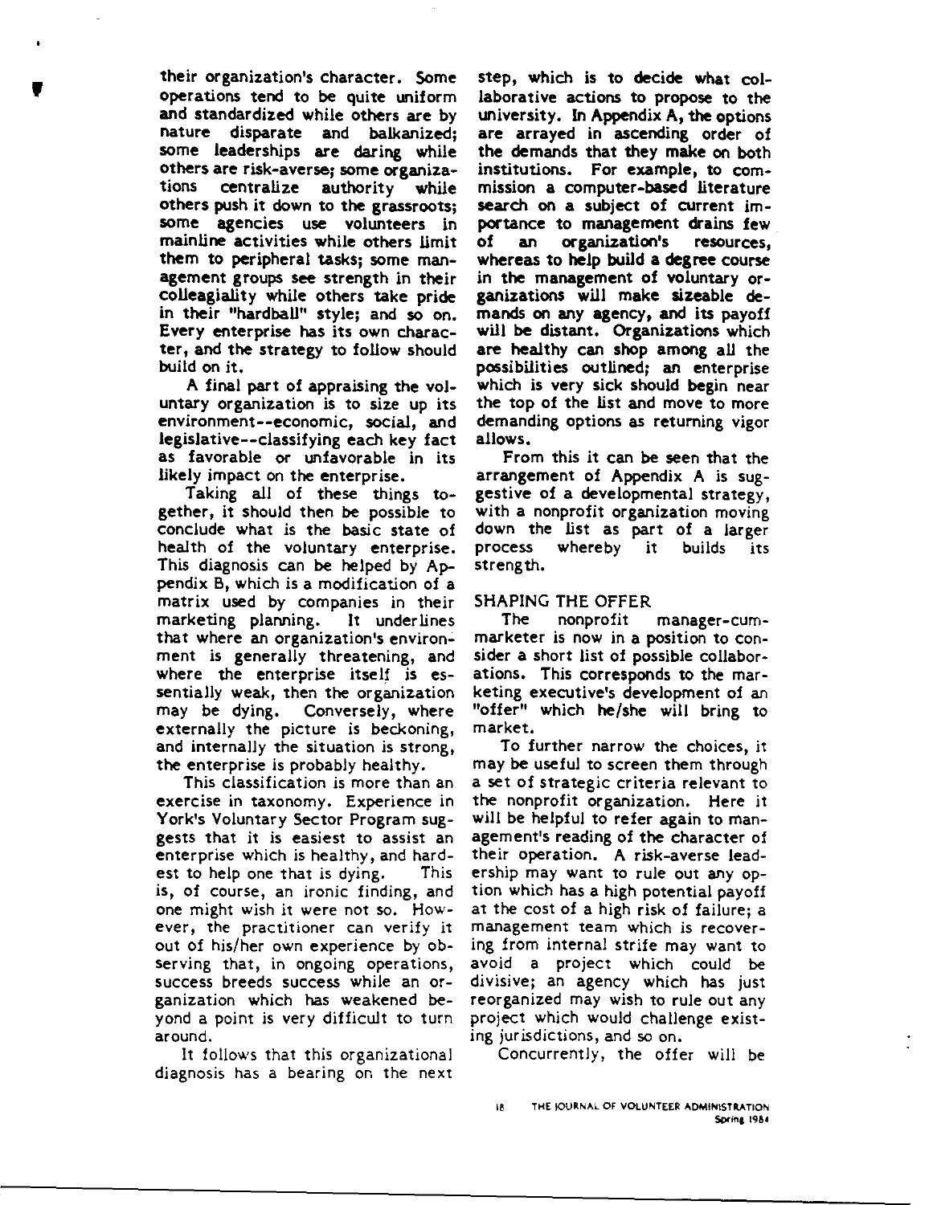their organization's character. Some operations tend to be quite uniform and standardized while others are by nature disparate and balkanized; some leaderships are daring while others are risk-averse; some organizations centralize authority while others push it down to the grassroots; some agencies use volunteers in mainline activities while others limit them to peripheral tasks; some management groups see strength in their colleagiality while others take pride in their "hardball" style; and so on. Every enterprise has its own character, and the strategy to follow should build on it.

A final part of appraising the voluntary organization is to size up its environment--economic, social, and legislative--classifying each key fact as favorable or unfavorable in its likely impact on the enterprise.

Taking all of these things together, it should then be possible to conclude what is the basic state of health of the voluntary enterprise. This diagnosis can be helped by Appendix B, which is a modification of a matrix used by companies in their marketing planning. It underlines that where an organization's environment is generally threatening, and where the enterprise itself is essentially weak, then the organization may be dying. Conversely, where externally the picture is beckoning, and internally the situation is strong, the enterprise is probably healthy.

This classification is more than an exercise in taxonomy. Experience in York's Voluntary Sector Program suggests that it is easiest to assist an enterprise which is healthy, and hardest to help one that is dying. This is, of course, an ironic finding, and one might wish it were not so. However, the practitioner can verify it out of his/her own experience by observing that, in ongoing operations, success breeds success while an organization which has weakened beyond a point is very difficult to turn around.

It follows that this organizational diagnosis has a bearing on the next step, which is to decide what collaborative actions to propose to the university. In Appendix A, the options are arrayed in ascending order of the demands that they make on both institutions. For example, to commission a computer-based literature search on a subject of current importance to management drains few of an organization's resources, whereas to help build a degree course in the management of voluntary organizations will make sizeable demands on any agency, and its payoff will be distant. Organizations which are healthy can shop among all the possibilities outlined; an enterprise which is very sick should begin near the top of the list and move to more demanding options as returning vigor allows.

From this it can be seen that the arrangement of Appendix A is suggestive of a developmental strategy, with a nonprofit organization moving down the list as part of a larger process whereby it builds its strength.

## SHAPING THE OFFER

The nonprofit manager-cum-marketer is now in a position to consider a short list of possible collaborations. This corresponds to the marketing executive's development of an "offer" which he/she will bring to market.

To further narrow the choices, it may be useful to screen them through a set of strategic criteria relevant to the nonprofit organization. Here it will be helpful to refer again to management's reading of the character of their operation. A risk-averse leadership may want to rule out any option which has a high potential payoff at the cost of a high risk of failure; a management team which is recovering from internal strife may want to avoid a project which could be divisive; an agency which has just reorganized may wish to rule out any project which would challenge existing jurisdictions, and so on.

Concurrently, the offer will be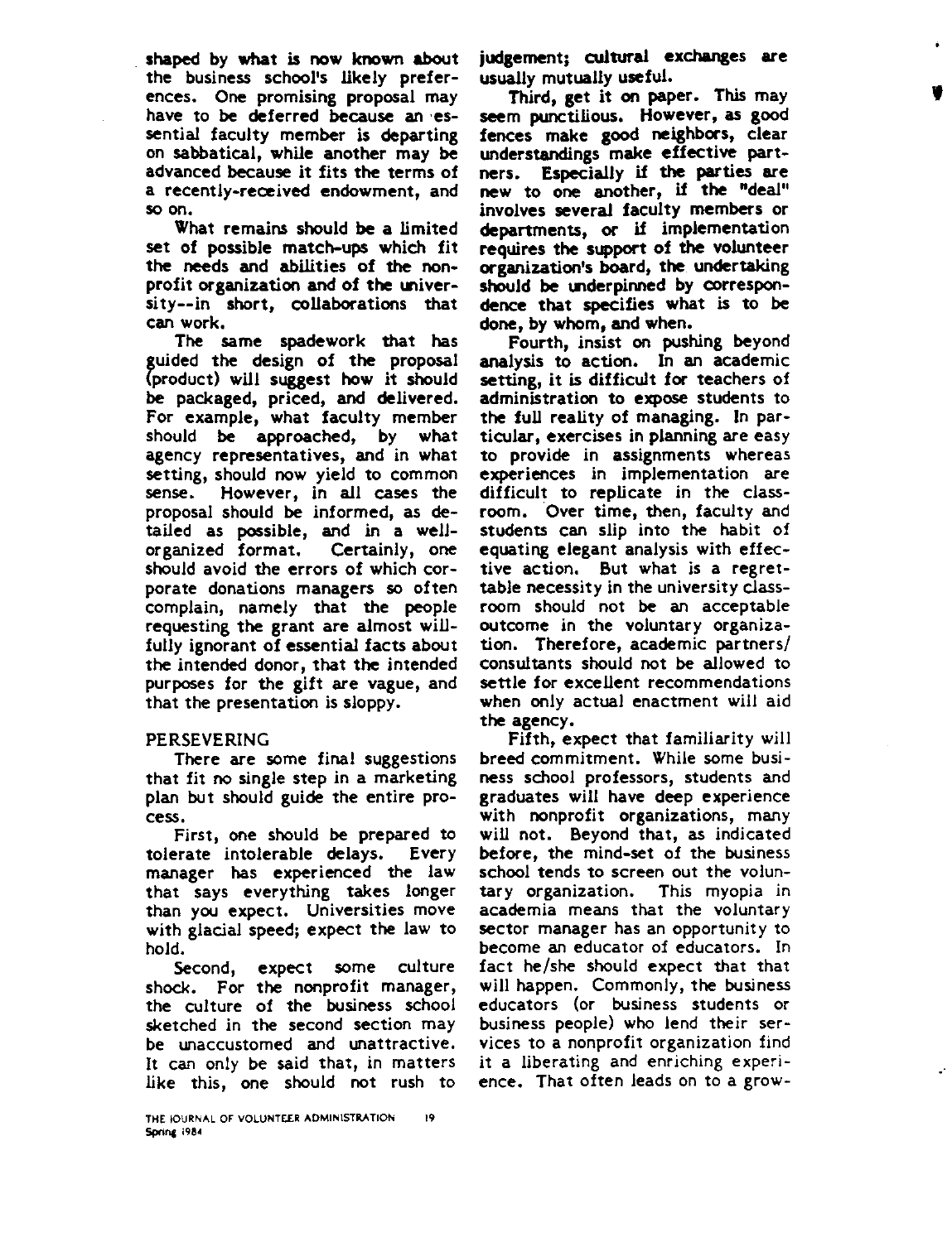shaped by what is now known about the business school's likely preferences. One promising proposal may have to be deferred because an essential faculty member is departing on sabbatical, while another may be advanced because it fits the terms of a recently-received endowment, and so on.

What remains should be a limited set of possible match-ups which fit the needs and abilities of the nonprofit organization and of the university--in short, collaborations that can work.

The same spadework that has guided the design of the proposal (product) will suggest how it should be packaged, priced, and delivered. For example, what faculty member should be approached, by what agency representatives, and in what setting, should now yield to common sense. However, in all cases the proposal should be informed, as detailed as possible, and in a well-organized format. Certainly, one should avoid the errors of which corporate donations managers so often complain, namely that the people requesting the grant are almost willfully ignorant of essential facts about the intended donor, that the intended purposes for the gift are vague, and that the presentation is sloppy.

## PERSEVERING

There are some final suggestions that fit no single step in a marketing plan but should guide the entire process.

First, one should be prepared to tolerate intolerable delays. Every manager has experienced the law that says everything takes longer than you expect. Universities move with glacial speed; expect the law to hold.

Second, expect some culture shock. For the nonprofit manager, the culture of the business school sketched in the second section may be unaccustomed and unattractive. It can only be said that, in matters like this, one should not rush to judgement; cultural exchanges are usually mutually useful.

Third, get it on paper. This may seem punctilious. However, as good fences make good neighbors, clear understandings make effective partners. Especially if the parties are new to one another, if the "deal" involves several faculty members or departments, or if implementation requires the support of the volunteer organization's board, the undertaking should be underpinned by correspondence that specifies what is to be done, by whom, and when.

Fourth, insist on pushing beyond analysis to action. In an academic setting, it is difficult for teachers of administration to expose students to the full reality of managing. In particular, exercises in planning are easy to provide in assignments whereas experiences in implementation are difficult to replicate in the classroom. Over time, then, faculty and students can slip into the habit of equating elegant analysis with effective action. But what is a regrettable necessity in the university classroom should not be an acceptable outcome in the voluntary organization. Therefore, academic partners/consultants should not be allowed to settle for excellent recommendations when only actual enactment will aid the agency.

Fifth, expect that familiarity will breed commitment. While some business school professors, students and graduates will have deep experience with nonprofit organizations, many will not. Beyond that, as indicated before, the mind-set of the business school tends to screen out the voluntary organization. This myopia in academia means that the voluntary sector manager has an opportunity to become an educator of educators. In fact he/she should expect that that will happen. Commonly, the business educators (or business students or business people) who lend their services to a nonprofit organization find it a liberating and enriching experience. That often leads on to a grow-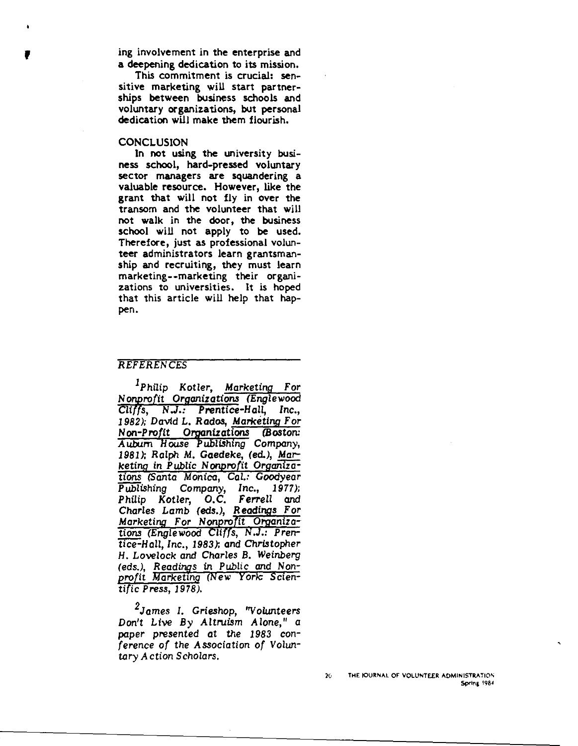ing involvement in the enterprise and a deepening dedication to its mission.

This commitment is crucial: sensitive marketing will start partnerships between business schools and voluntary organizations, but personal dedication will make them flourish.

## CONCLUSION

In not using the university business school, hard-pressed voluntary sector managers are squandering a valuable resource. However, like the grant that will not fly in over the transom and the volunteer that will not walk in the door, the business school will not apply to be used. Therefore, just as professional volunteer administrators learn grantsmanship and recruiting, they must learn marketing--marketing their organizations to universities. It is hoped that this article will help that happen.

## REFERENCES

[1] *Philip Kotler, Marketing For Nonprofit Organizations (Englewood Cliffs, N.J.: Prentice-Hall, Inc., 1982); David L. Rados, Marketing For Non-Profit Organizations (Boston: Auburn House Publishing Company, 1981); Ralph M. Gaedeke, (ed.), Marketing in Public Nonprofit Organizations (Santa Monica, Cal.: Goodyear Publishing Company, Inc., 1977); Philip Kotler, O.C. Ferrell and Charles Lamb (eds.), Readings For Marketing For Nonprofit Organizations (Englewood Cliffs, N.J.: Prentice-Hall, Inc., 1983); and Christopher H. Lovelock and Charles B. Weinberg (eds.), Readings in Public and Nonprofit Marketing (New York: Scientific Press, 1978).*

[2] *James I. Grieshop, "Volunteers Don't Live By Altruism Alone," a paper presented at the 1983 conference of the Association of Voluntary Action Scholars.*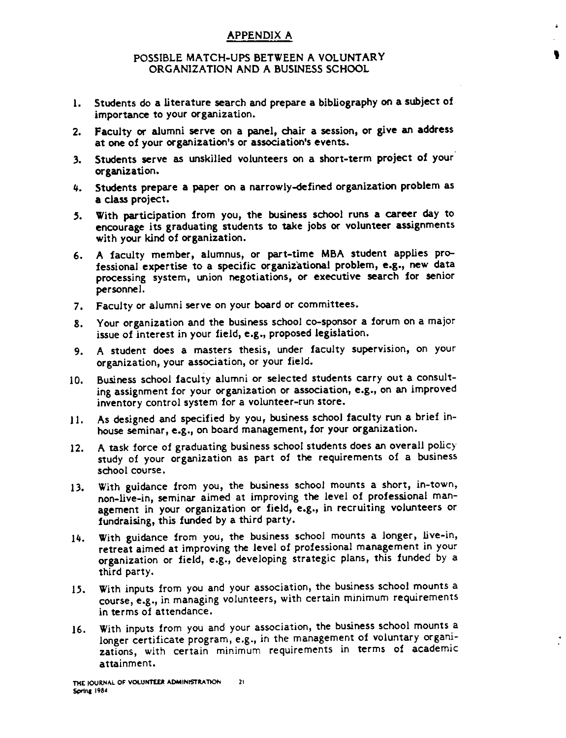## APPENDIX A

### POSSIBLE MATCH-UPS BETWEEN A VOLUNTARY ORGANIZATION AND A BUSINESS SCHOOL

1. Students do a literature search and prepare a bibliography on a subject of importance to your organization.
2. Faculty or alumni serve on a panel, chair a session, or give an address at one of your organization's or association's events.
3. Students serve as unskilled volunteers on a short-term project of your organization.
4. Students prepare a paper on a narrowly-defined organization problem as a class project.
5. With participation from you, the business school runs a career day to encourage its graduating students to take jobs or volunteer assignments with your kind of organization.
6. A faculty member, alumnus, or part-time MBA student applies professional expertise to a specific organizational problem, e.g., new data processing system, union negotiations, or executive search for senior personnel.
7. Faculty or alumni serve on your board or committees.
8. Your organization and the business school co-sponsor a forum on a major issue of interest in your field, e.g., proposed legislation.
9. A student does a masters thesis, under faculty supervision, on your organization, your association, or your field.
10. Business school faculty alumni or selected students carry out a consulting assignment for your organization or association, e.g., on an improved inventory control system for a volunteer-run store.
11. As designed and specified by you, business school faculty run a brief in-house seminar, e.g., on board management, for your organization.
12. A task force of graduating business school students does an overall policy study of your organization as part of the requirements of a business school course.
13. With guidance from you, the business school mounts a short, in-town, non-live-in, seminar aimed at improving the level of professional management in your organization or field, e.g., in recruiting volunteers or fundraising, this funded by a third party.
14. With guidance from you, the business school mounts a longer, live-in, retreat aimed at improving the level of professional management in your organization or field, e.g., developing strategic plans, this funded by a third party.
15. With inputs from you and your association, the business school mounts a course, e.g., in managing volunteers, with certain minimum requirements in terms of attendance.
16. With inputs from you and your association, the business school mounts a longer certificate program, e.g., in the management of voluntary organizations, with certain minimum requirements in terms of academic attainment.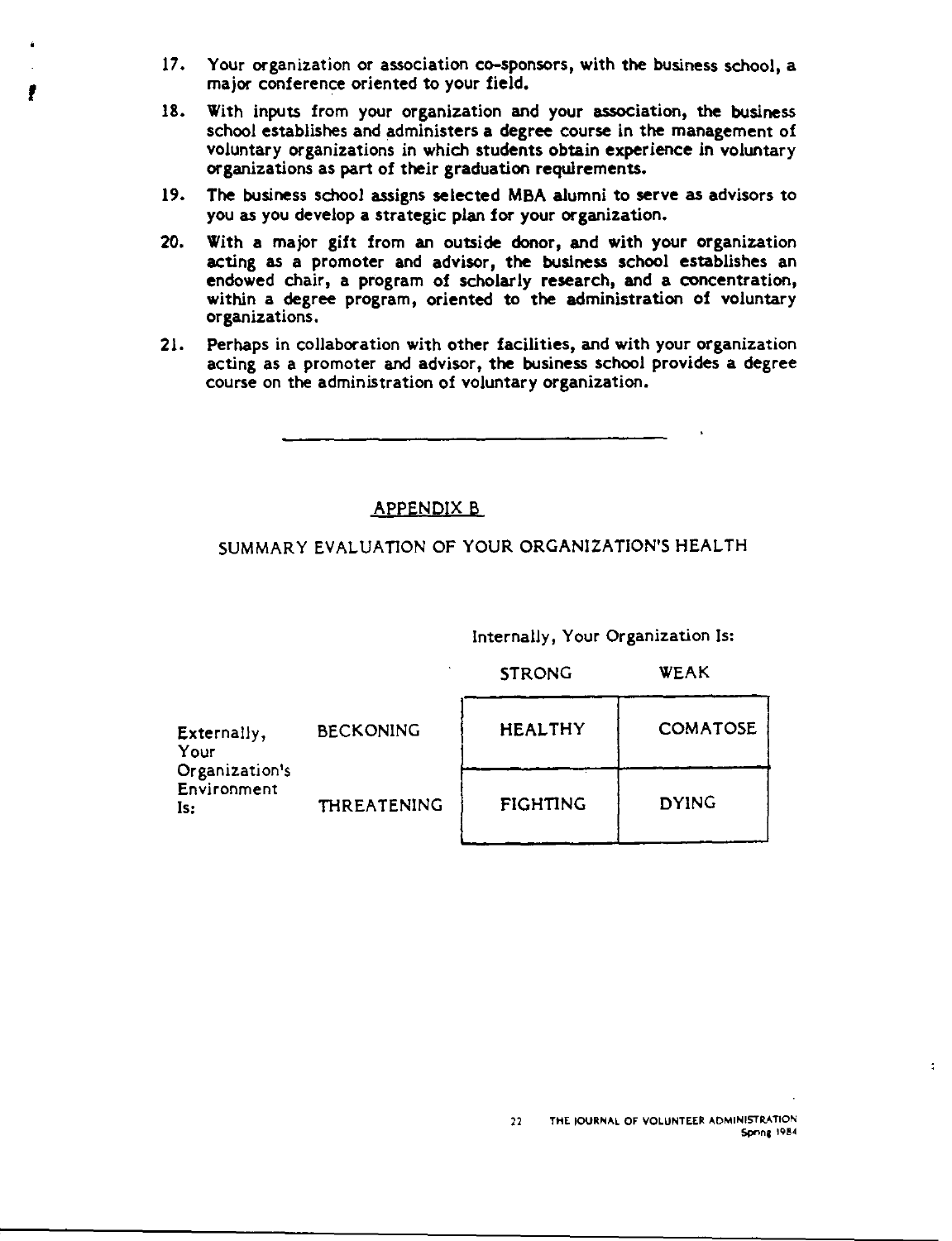17. Your organization or association co-sponsors, with the business school, a major conference oriented to your field.

18. With inputs from your organization and your association, the business school establishes and administers a degree course in the management of voluntary organizations in which students obtain experience in voluntary organizations as part of their graduation requirements.

19. The business school assigns selected MBA alumni to serve as advisors to you as you develop a strategic plan for your organization.

20. With a major gift from an outside donor, and with your organization acting as a promoter and advisor, the business school establishes an endowed chair, a program of scholarly research, and a concentration, within a degree program, oriented to the administration of voluntary organizations.

21. Perhaps in collaboration with other facilities, and with your organization acting as a promoter and advisor, the business school provides a degree course on the administration of voluntary organization.

---

## APPENDIX B

### SUMMARY EVALUATION OF YOUR ORGANIZATION'S HEALTH

| | | Internally, Your Organization Is: | |
|---|---|---|---|
| | | STRONG | WEAK |
| Externally, Your Organization's Environment Is: | BECKONING | HEALTHY | COMATOSE |
| | THREATENING | FIGHTING | DYING |